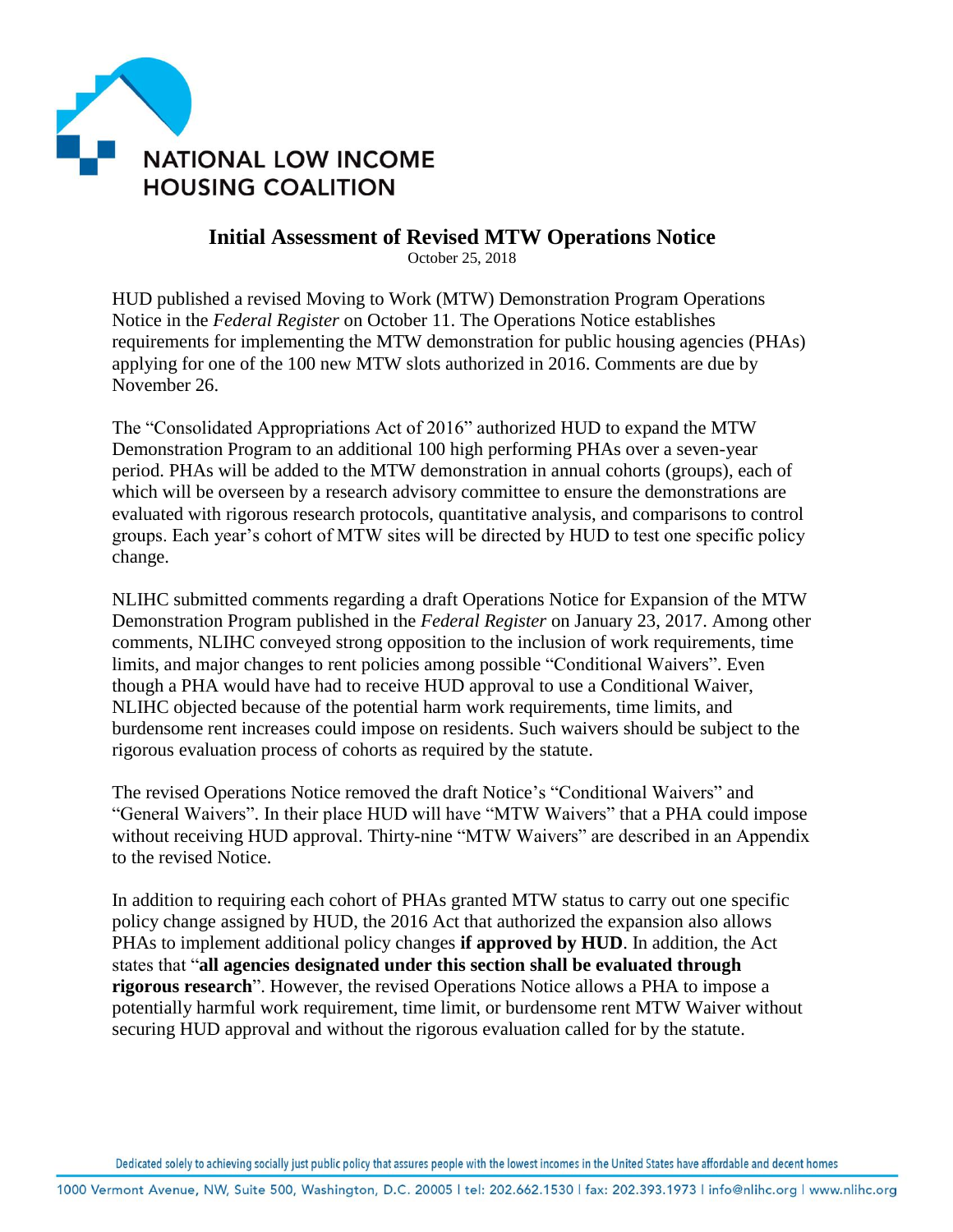NATIONAL LOW INCOME HOUSING COALITION

# Initial Assessment of Revised MTW Operations Notice

October 25, 2018

HUD published a revised Moving to Work (MTW) Demonstration Program Operations Notice in the *Federal Register* on October 11. The Operations Notice establishes requirements for implementing the MTW demonstration for public housing agencies (PHAs) applying for one of the 100 new MTW slots authorized in 2016. Comments are due by November 26.

The "Consolidated Appropriations Act of 2016" authorized HUD to expand the MTW Demonstration Program to an additional 100 high performing PHAs over a seven-year period. PHAs will be added to the MTW demonstration in annual cohorts (groups), each of which will be overseen by a research advisory committee to ensure the demonstrations are evaluated with rigorous research protocols, quantitative analysis, and comparisons to control groups. Each year's cohort of MTW sites will be directed by HUD to test one specific policy change.

NLIHC submitted comments regarding a draft Operations Notice for Expansion of the MTW Demonstration Program published in the *Federal Register* on January 23, 2017. Among other comments, NLIHC conveyed strong opposition to the inclusion of work requirements, time limits, and major changes to rent policies among possible "Conditional Waivers". Even though a PHA would have had to receive HUD approval to use a Conditional Waiver, NLIHC objected because of the potential harm work requirements, time limits, and burdensome rent increases could impose on residents. Such waivers should be subject to the rigorous evaluation process of cohorts as required by the statute.

The revised Operations Notice removed the draft Notice's "Conditional Waivers" and "General Waivers". In their place HUD will have "MTW Waivers" that a PHA could impose without receiving HUD approval. Thirty-nine "MTW Waivers" are described in an Appendix to the revised Notice.

In addition to requiring each cohort of PHAs granted MTW status to carry out one specific policy change assigned by HUD, the 2016 Act that authorized the expansion also allows PHAs to implement additional policy changes **if approved by HUD**. In addition, the Act states that "**all agencies designated under this section shall be evaluated through rigorous research**". However, the revised Operations Notice allows a PHA to impose a potentially harmful work requirement, time limit, or burdensome rent MTW Waiver without securing HUD approval and without the rigorous evaluation called for by the statute.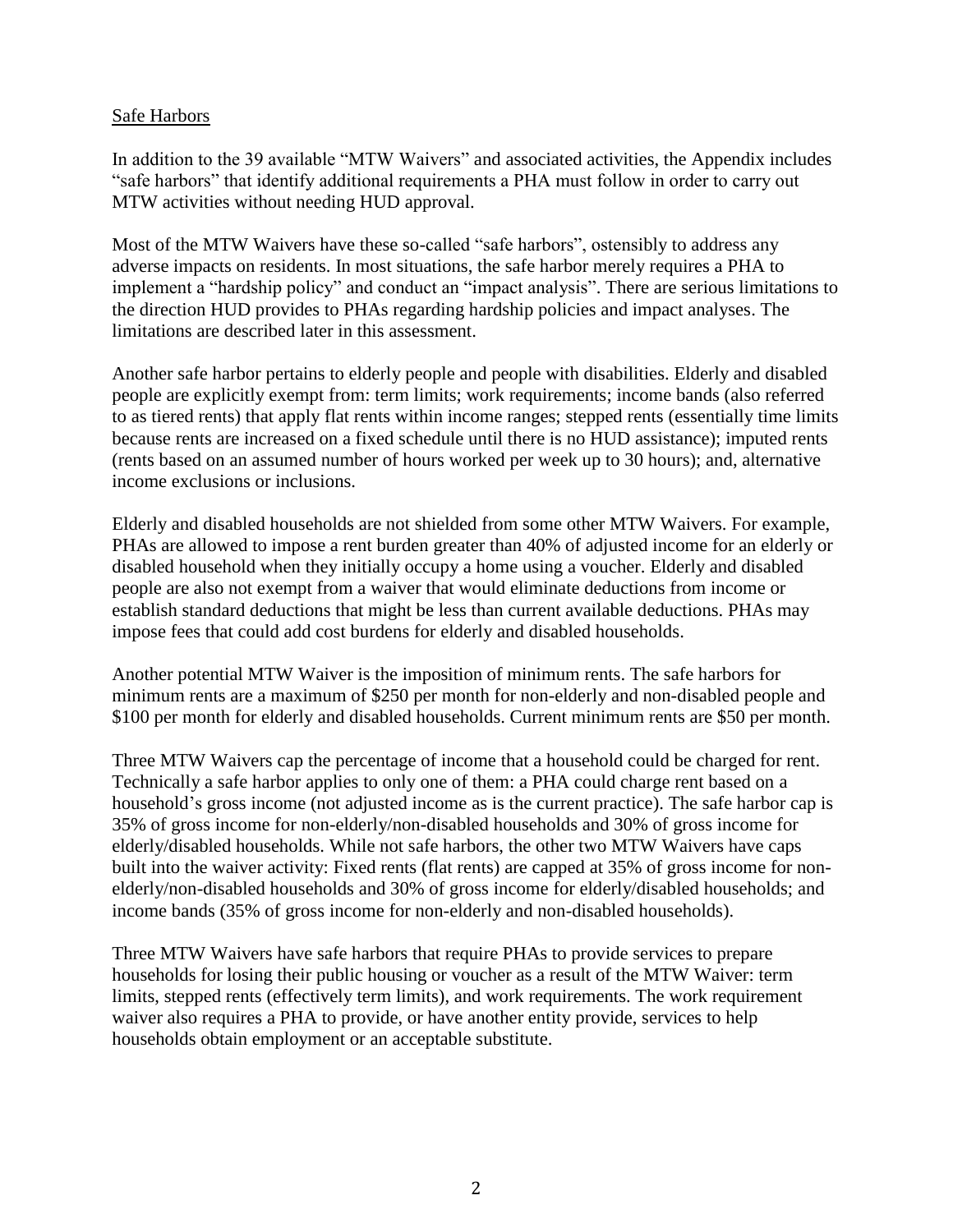Safe Harbors

In addition to the 39 available "MTW Waivers" and associated activities, the Appendix includes "safe harbors" that identify additional requirements a PHA must follow in order to carry out MTW activities without needing HUD approval.

Most of the MTW Waivers have these so-called "safe harbors", ostensibly to address any adverse impacts on residents. In most situations, the safe harbor merely requires a PHA to implement a "hardship policy" and conduct an "impact analysis". There are serious limitations to the direction HUD provides to PHAs regarding hardship policies and impact analyses. The limitations are described later in this assessment.

Another safe harbor pertains to elderly people and people with disabilities. Elderly and disabled people are explicitly exempt from: term limits; work requirements; income bands (also referred to as tiered rents) that apply flat rents within income ranges; stepped rents (essentially time limits because rents are increased on a fixed schedule until there is no HUD assistance); imputed rents (rents based on an assumed number of hours worked per week up to 30 hours); and, alternative income exclusions or inclusions.

Elderly and disabled households are not shielded from some other MTW Waivers. For example, PHAs are allowed to impose a rent burden greater than 40% of adjusted income for an elderly or disabled household when they initially occupy a home using a voucher. Elderly and disabled people are also not exempt from a waiver that would eliminate deductions from income or establish standard deductions that might be less than current available deductions. PHAs may impose fees that could add cost burdens for elderly and disabled households.

Another potential MTW Waiver is the imposition of minimum rents. The safe harbors for minimum rents are a maximum of $250 per month for non-elderly and non-disabled people and $100 per month for elderly and disabled households. Current minimum rents are $50 per month.

Three MTW Waivers cap the percentage of income that a household could be charged for rent. Technically a safe harbor applies to only one of them: a PHA could charge rent based on a household's gross income (not adjusted income as is the current practice). The safe harbor cap is 35% of gross income for non-elderly/non-disabled households and 30% of gross income for elderly/disabled households. While not safe harbors, the other two MTW Waivers have caps built into the waiver activity: Fixed rents (flat rents) are capped at 35% of gross income for non-elderly/non-disabled households and 30% of gross income for elderly/disabled households; and income bands (35% of gross income for non-elderly and non-disabled households).

Three MTW Waivers have safe harbors that require PHAs to provide services to prepare households for losing their public housing or voucher as a result of the MTW Waiver: term limits, stepped rents (effectively term limits), and work requirements. The work requirement waiver also requires a PHA to provide, or have another entity provide, services to help households obtain employment or an acceptable substitute.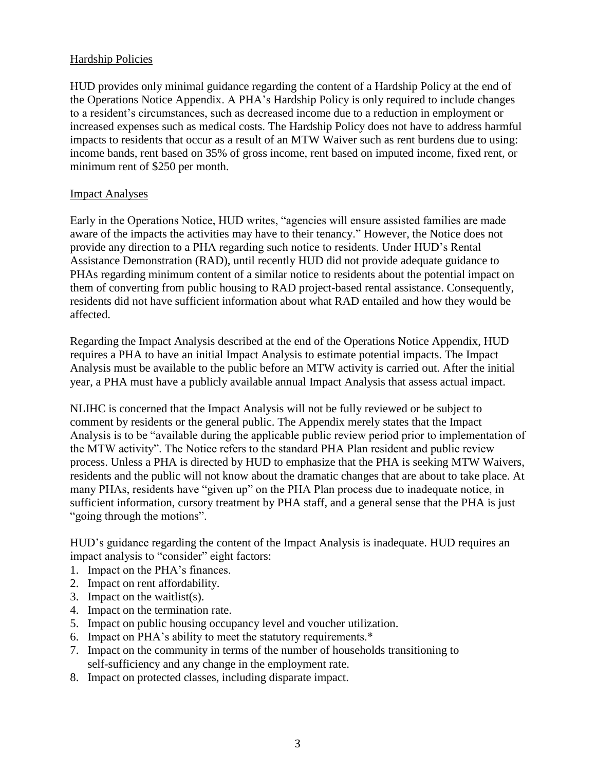## Hardship Policies

HUD provides only minimal guidance regarding the content of a Hardship Policy at the end of the Operations Notice Appendix. A PHA's Hardship Policy is only required to include changes to a resident's circumstances, such as decreased income due to a reduction in employment or increased expenses such as medical costs. The Hardship Policy does not have to address harmful impacts to residents that occur as a result of an MTW Waiver such as rent burdens due to using: income bands, rent based on 35% of gross income, rent based on imputed income, fixed rent, or minimum rent of $250 per month.

## Impact Analyses

Early in the Operations Notice, HUD writes, "agencies will ensure assisted families are made aware of the impacts the activities may have to their tenancy." However, the Notice does not provide any direction to a PHA regarding such notice to residents. Under HUD's Rental Assistance Demonstration (RAD), until recently HUD did not provide adequate guidance to PHAs regarding minimum content of a similar notice to residents about the potential impact on them of converting from public housing to RAD project-based rental assistance. Consequently, residents did not have sufficient information about what RAD entailed and how they would be affected.

Regarding the Impact Analysis described at the end of the Operations Notice Appendix, HUD requires a PHA to have an initial Impact Analysis to estimate potential impacts. The Impact Analysis must be available to the public before an MTW activity is carried out. After the initial year, a PHA must have a publicly available annual Impact Analysis that assess actual impact.

NLIHC is concerned that the Impact Analysis will not be fully reviewed or be subject to comment by residents or the general public. The Appendix merely states that the Impact Analysis is to be "available during the applicable public review period prior to implementation of the MTW activity". The Notice refers to the standard PHA Plan resident and public review process. Unless a PHA is directed by HUD to emphasize that the PHA is seeking MTW Waivers, residents and the public will not know about the dramatic changes that are about to take place. At many PHAs, residents have "given up" on the PHA Plan process due to inadequate notice, in sufficient information, cursory treatment by PHA staff, and a general sense that the PHA is just "going through the motions".

HUD's guidance regarding the content of the Impact Analysis is inadequate. HUD requires an impact analysis to "consider" eight factors:

1. Impact on the PHA's finances.
2. Impact on rent affordability.
3. Impact on the waitlist(s).
4. Impact on the termination rate.
5. Impact on public housing occupancy level and voucher utilization.
6. Impact on PHA's ability to meet the statutory requirements.*
7. Impact on the community in terms of the number of households transitioning to self-sufficiency and any change in the employment rate.
8. Impact on protected classes, including disparate impact.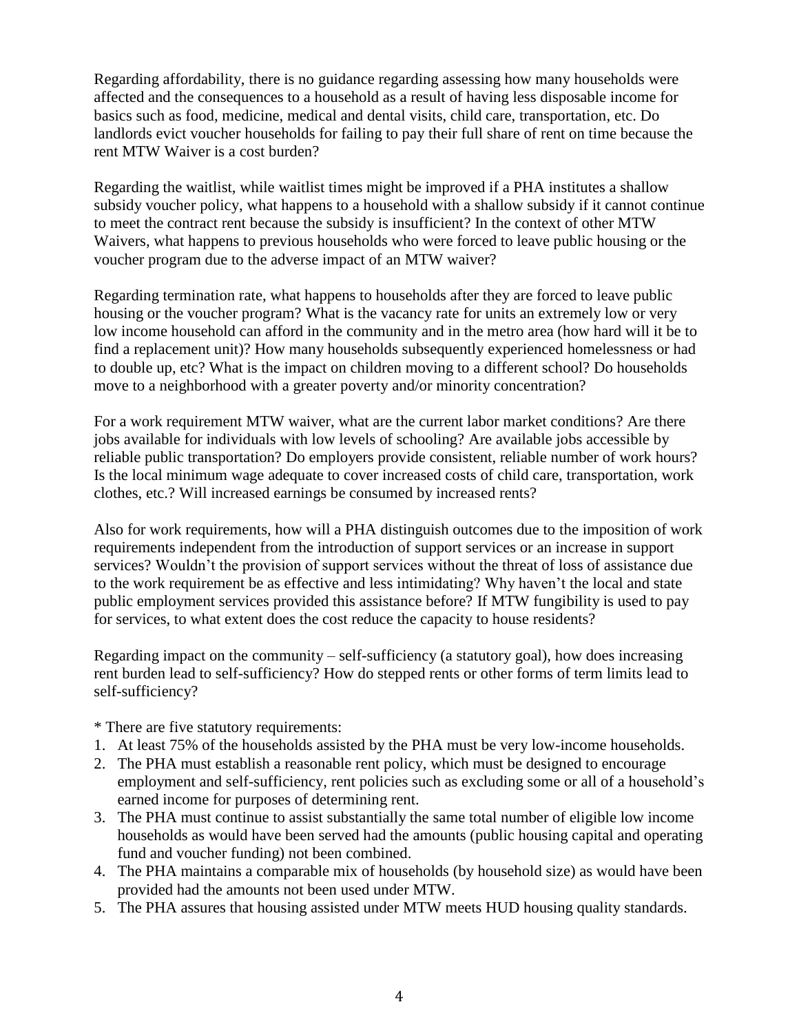Regarding affordability, there is no guidance regarding assessing how many households were affected and the consequences to a household as a result of having less disposable income for basics such as food, medicine, medical and dental visits, child care, transportation, etc. Do landlords evict voucher households for failing to pay their full share of rent on time because the rent MTW Waiver is a cost burden?

Regarding the waitlist, while waitlist times might be improved if a PHA institutes a shallow subsidy voucher policy, what happens to a household with a shallow subsidy if it cannot continue to meet the contract rent because the subsidy is insufficient? In the context of other MTW Waivers, what happens to previous households who were forced to leave public housing or the voucher program due to the adverse impact of an MTW waiver?

Regarding termination rate, what happens to households after they are forced to leave public housing or the voucher program? What is the vacancy rate for units an extremely low or very low income household can afford in the community and in the metro area (how hard will it be to find a replacement unit)? How many households subsequently experienced homelessness or had to double up, etc? What is the impact on children moving to a different school? Do households move to a neighborhood with a greater poverty and/or minority concentration?

For a work requirement MTW waiver, what are the current labor market conditions? Are there jobs available for individuals with low levels of schooling? Are available jobs accessible by reliable public transportation? Do employers provide consistent, reliable number of work hours? Is the local minimum wage adequate to cover increased costs of child care, transportation, work clothes, etc.? Will increased earnings be consumed by increased rents?

Also for work requirements, how will a PHA distinguish outcomes due to the imposition of work requirements independent from the introduction of support services or an increase in support services? Wouldn't the provision of support services without the threat of loss of assistance due to the work requirement be as effective and less intimidating? Why haven't the local and state public employment services provided this assistance before? If MTW fungibility is used to pay for services, to what extent does the cost reduce the capacity to house residents?

Regarding impact on the community – self-sufficiency (a statutory goal), how does increasing rent burden lead to self-sufficiency? How do stepped rents or other forms of term limits lead to self-sufficiency?

\* There are five statutory requirements:

1. At least 75% of the households assisted by the PHA must be very low-income households.
2. The PHA must establish a reasonable rent policy, which must be designed to encourage employment and self-sufficiency, rent policies such as excluding some or all of a household's earned income for purposes of determining rent.
3. The PHA must continue to assist substantially the same total number of eligible low income households as would have been served had the amounts (public housing capital and operating fund and voucher funding) not been combined.
4. The PHA maintains a comparable mix of households (by household size) as would have been provided had the amounts not been used under MTW.
5. The PHA assures that housing assisted under MTW meets HUD housing quality standards.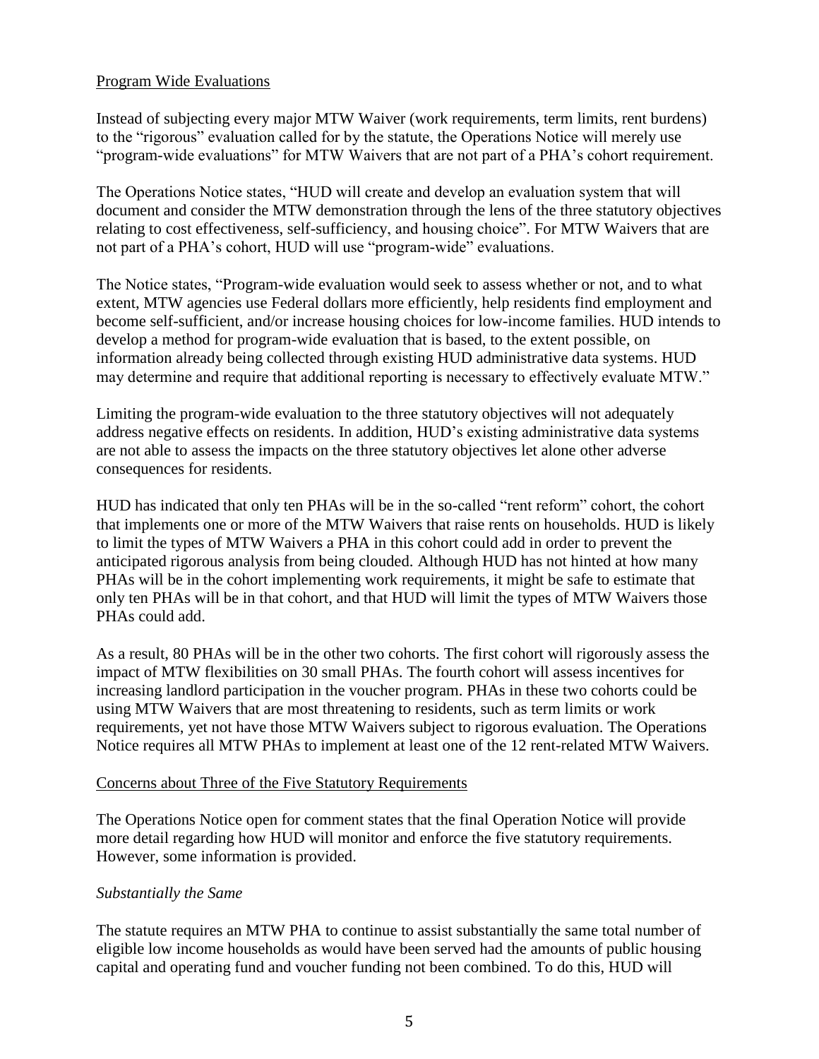## Program Wide Evaluations

Instead of subjecting every major MTW Waiver (work requirements, term limits, rent burdens) to the "rigorous" evaluation called for by the statute, the Operations Notice will merely use "program-wide evaluations" for MTW Waivers that are not part of a PHA's cohort requirement.

The Operations Notice states, "HUD will create and develop an evaluation system that will document and consider the MTW demonstration through the lens of the three statutory objectives relating to cost effectiveness, self-sufficiency, and housing choice". For MTW Waivers that are not part of a PHA's cohort, HUD will use "program-wide" evaluations.

The Notice states, "Program-wide evaluation would seek to assess whether or not, and to what extent, MTW agencies use Federal dollars more efficiently, help residents find employment and become self-sufficient, and/or increase housing choices for low-income families. HUD intends to develop a method for program-wide evaluation that is based, to the extent possible, on information already being collected through existing HUD administrative data systems. HUD may determine and require that additional reporting is necessary to effectively evaluate MTW."

Limiting the program-wide evaluation to the three statutory objectives will not adequately address negative effects on residents. In addition, HUD's existing administrative data systems are not able to assess the impacts on the three statutory objectives let alone other adverse consequences for residents.

HUD has indicated that only ten PHAs will be in the so-called "rent reform" cohort, the cohort that implements one or more of the MTW Waivers that raise rents on households. HUD is likely to limit the types of MTW Waivers a PHA in this cohort could add in order to prevent the anticipated rigorous analysis from being clouded. Although HUD has not hinted at how many PHAs will be in the cohort implementing work requirements, it might be safe to estimate that only ten PHAs will be in that cohort, and that HUD will limit the types of MTW Waivers those PHAs could add.

As a result, 80 PHAs will be in the other two cohorts. The first cohort will rigorously assess the impact of MTW flexibilities on 30 small PHAs. The fourth cohort will assess incentives for increasing landlord participation in the voucher program. PHAs in these two cohorts could be using MTW Waivers that are most threatening to residents, such as term limits or work requirements, yet not have those MTW Waivers subject to rigorous evaluation. The Operations Notice requires all MTW PHAs to implement at least one of the 12 rent-related MTW Waivers.

## Concerns about Three of the Five Statutory Requirements

The Operations Notice open for comment states that the final Operation Notice will provide more detail regarding how HUD will monitor and enforce the five statutory requirements. However, some information is provided.

### *Substantially the Same*

The statute requires an MTW PHA to continue to assist substantially the same total number of eligible low income households as would have been served had the amounts of public housing capital and operating fund and voucher funding not been combined. To do this, HUD will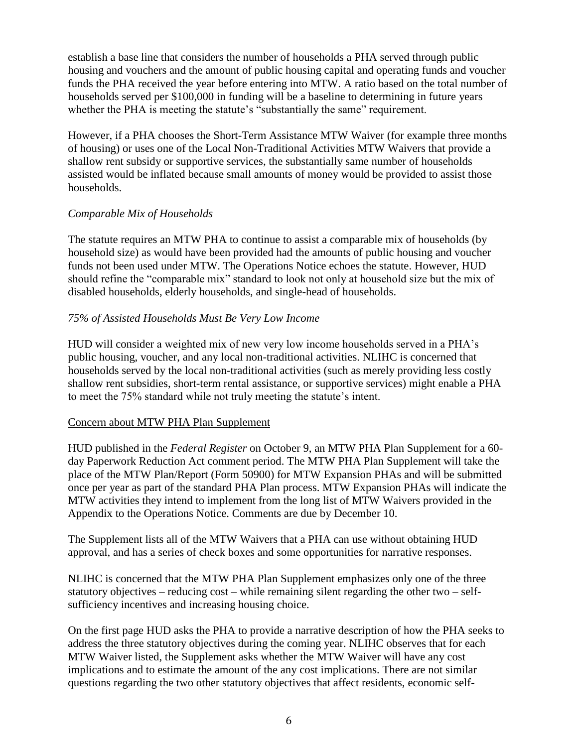establish a base line that considers the number of households a PHA served through public housing and vouchers and the amount of public housing capital and operating funds and voucher funds the PHA received the year before entering into MTW. A ratio based on the total number of households served per $100,000 in funding will be a baseline to determining in future years whether the PHA is meeting the statute's "substantially the same" requirement.

However, if a PHA chooses the Short-Term Assistance MTW Waiver (for example three months of housing) or uses one of the Local Non-Traditional Activities MTW Waivers that provide a shallow rent subsidy or supportive services, the substantially same number of households assisted would be inflated because small amounts of money would be provided to assist those households.

*Comparable Mix of Households*

The statute requires an MTW PHA to continue to assist a comparable mix of households (by household size) as would have been provided had the amounts of public housing and voucher funds not been used under MTW. The Operations Notice echoes the statute. However, HUD should refine the "comparable mix" standard to look not only at household size but the mix of disabled households, elderly households, and single-head of households.

*75% of Assisted Households Must Be Very Low Income*

HUD will consider a weighted mix of new very low income households served in a PHA's public housing, voucher, and any local non-traditional activities. NLIHC is concerned that households served by the local non-traditional activities (such as merely providing less costly shallow rent subsidies, short-term rental assistance, or supportive services) might enable a PHA to meet the 75% standard while not truly meeting the statute's intent.

<u>Concern about MTW PHA Plan Supplement</u>

HUD published in the *Federal Register* on October 9, an MTW PHA Plan Supplement for a 60-day Paperwork Reduction Act comment period. The MTW PHA Plan Supplement will take the place of the MTW Plan/Report (Form 50900) for MTW Expansion PHAs and will be submitted once per year as part of the standard PHA Plan process. MTW Expansion PHAs will indicate the MTW activities they intend to implement from the long list of MTW Waivers provided in the Appendix to the Operations Notice. Comments are due by December 10.

The Supplement lists all of the MTW Waivers that a PHA can use without obtaining HUD approval, and has a series of check boxes and some opportunities for narrative responses.

NLIHC is concerned that the MTW PHA Plan Supplement emphasizes only one of the three statutory objectives – reducing cost – while remaining silent regarding the other two – self-sufficiency incentives and increasing housing choice.

On the first page HUD asks the PHA to provide a narrative description of how the PHA seeks to address the three statutory objectives during the coming year. NLIHC observes that for each MTW Waiver listed, the Supplement asks whether the MTW Waiver will have any cost implications and to estimate the amount of the any cost implications. There are not similar questions regarding the two other statutory objectives that affect residents, economic self-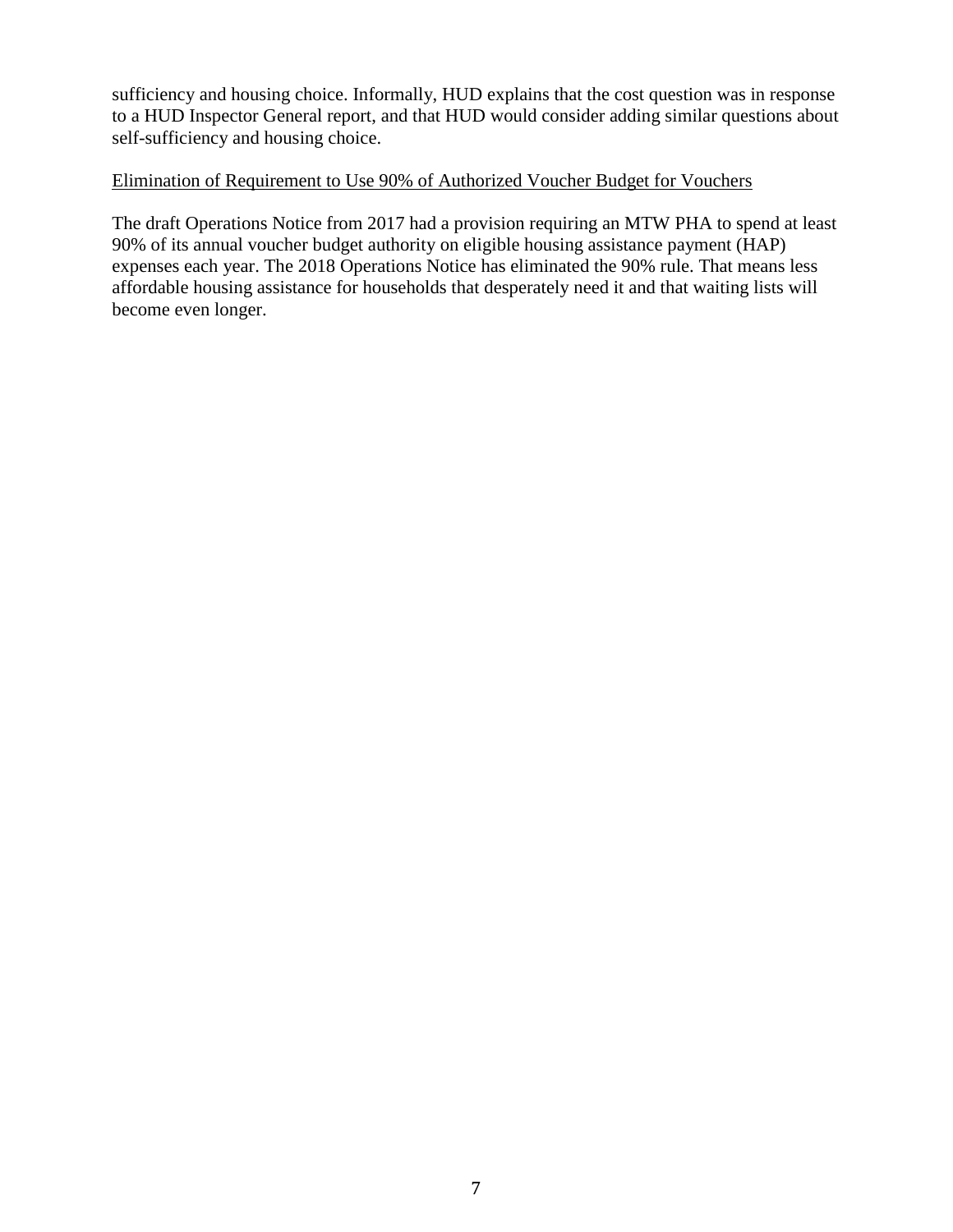sufficiency and housing choice. Informally, HUD explains that the cost question was in response to a HUD Inspector General report, and that HUD would consider adding similar questions about self-sufficiency and housing choice.

<u>Elimination of Requirement to Use 90% of Authorized Voucher Budget for Vouchers</u>

The draft Operations Notice from 2017 had a provision requiring an MTW PHA to spend at least 90% of its annual voucher budget authority on eligible housing assistance payment (HAP) expenses each year. The 2018 Operations Notice has eliminated the 90% rule. That means less affordable housing assistance for households that desperately need it and that waiting lists will become even longer.